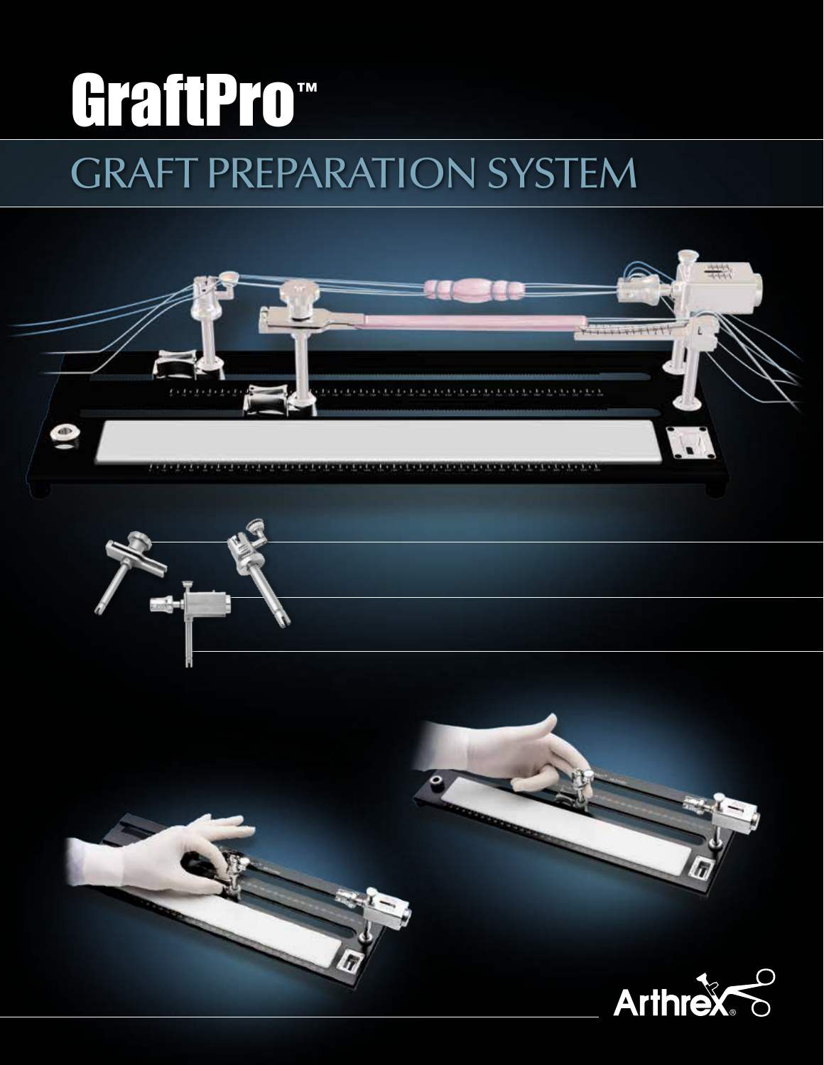# GraftPro™

## GRAFT PREPARATION SYSTEM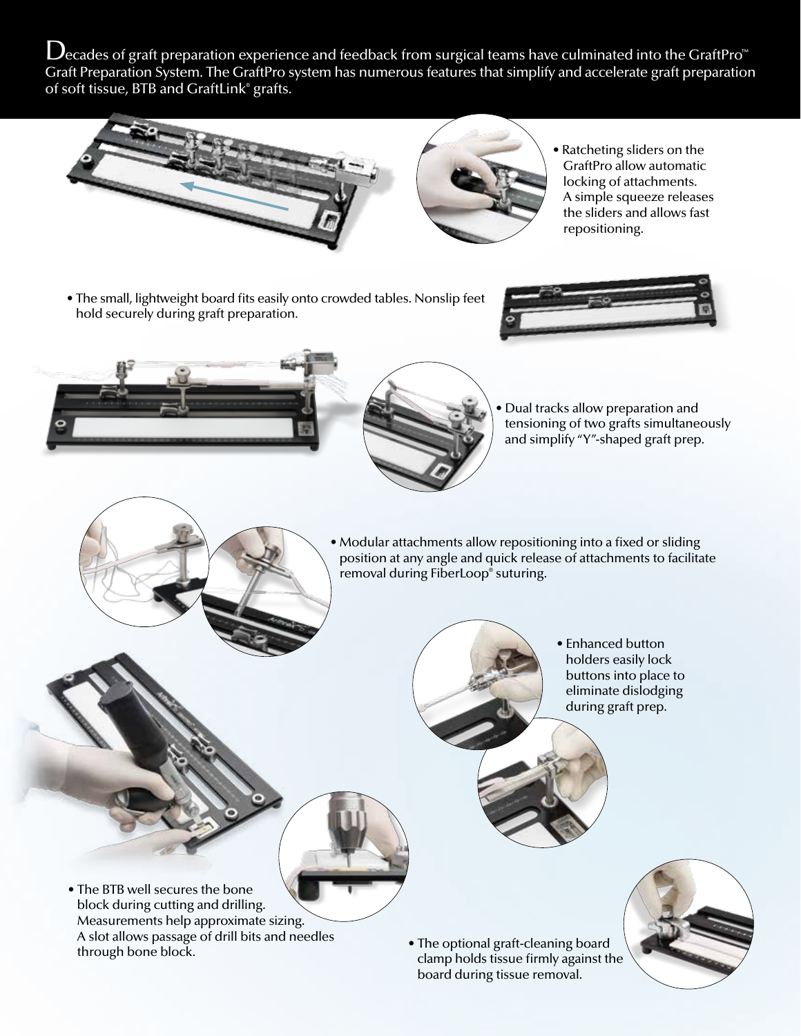Decades of graft preparation experience and feedback from surgical teams have culminated into the GraftPro™ Graft Preparation System. The GraftPro system has numerous features that simplify and accelerate graft preparation of soft tissue, BTB and GraftLink® grafts.

- Ratcheting sliders on the GraftPro allow automatic locking of attachments. A simple squeeze releases the sliders and allows fast repositioning.

- The small, lightweight board fits easily onto crowded tables. Nonslip feet hold securely during graft preparation.

- Dual tracks allow preparation and tensioning of two grafts simultaneously and simplify "Y"-shaped graft prep.

- Modular attachments allow repositioning into a fixed or sliding position at any angle and quick release of attachments to facilitate removal during FiberLoop® suturing.

- Enhanced button holders easily lock buttons into place to eliminate dislodging during graft prep.

- The BTB well secures the bone block during cutting and drilling. Measurements help approximate sizing. A slot allows passage of drill bits and needles through bone block.

- The optional graft-cleaning board clamp holds tissue firmly against the board during tissue removal.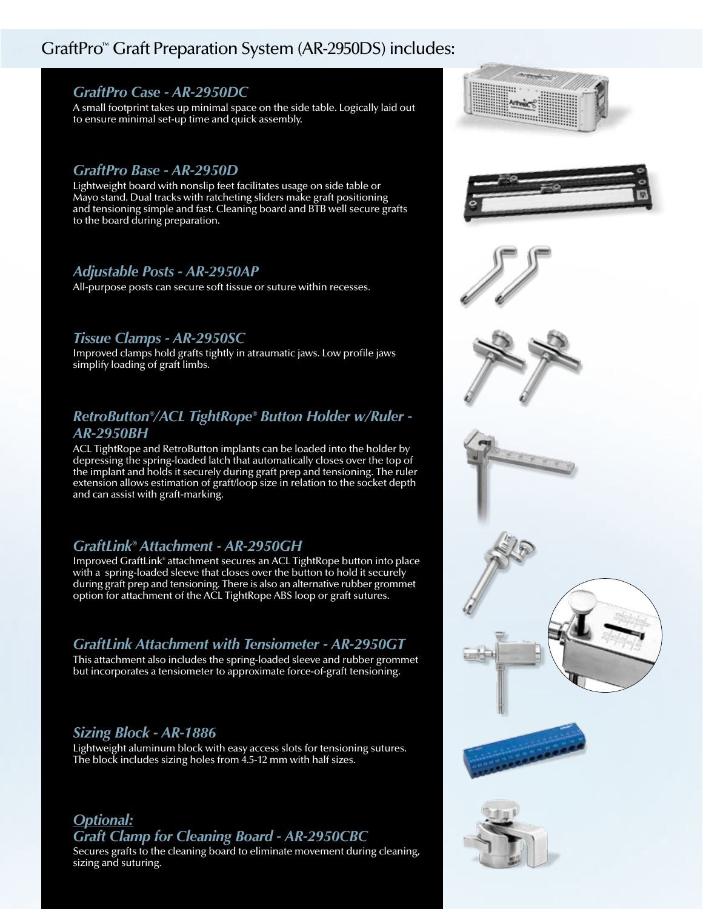# GraftPro™ Graft Preparation System (AR-2950DS) includes:

### *GraftPro Case - AR-2950DC*

A small footprint takes up minimal space on the side table. Logically laid out to ensure minimal set-up time and quick assembly.

### *GraftPro Base - AR-2950D*

Lightweight board with nonslip feet facilitates usage on side table or Mayo stand. Dual tracks with ratcheting sliders make graft positioning and tensioning simple and fast. Cleaning board and BTB well secure grafts to the board during preparation.

### *Adjustable Posts - AR-2950AP*

All-purpose posts can secure soft tissue or suture within recesses.

### *Tissue Clamps - AR-2950SC*

Improved clamps hold grafts tightly in atraumatic jaws. Low profile jaws simplify loading of graft limbs.

### *RetroButton®/ACL TightRope® Button Holder w/Ruler - AR-2950BH*

ACL TightRope and RetroButton implants can be loaded into the holder by depressing the spring-loaded latch that automatically closes over the top of the implant and holds it securely during graft prep and tensioning. The ruler extension allows estimation of graft/loop size in relation to the socket depth and can assist with graft-marking.

### *GraftLink® Attachment - AR-2950GH*

Improved GraftLink® attachment secures an ACL TightRope button into place with a spring-loaded sleeve that closes over the button to hold it securely during graft prep and tensioning. There is also an alternative rubber grommet option for attachment of the ACL TightRope ABS loop or graft sutures.

### *GraftLink Attachment with Tensiometer - AR-2950GT*

This attachment also includes the spring-loaded sleeve and rubber grommet but incorporates a tensiometer to approximate force-of-graft tensioning.

### *Sizing Block - AR-1886*

Lightweight aluminum block with easy access slots for tensioning sutures. The block includes sizing holes from 4.5-12 mm with half sizes.

### *Optional:*
### *Graft Clamp for Cleaning Board - AR-2950CBC*

Secures grafts to the cleaning board to eliminate movement during cleaning, sizing and suturing.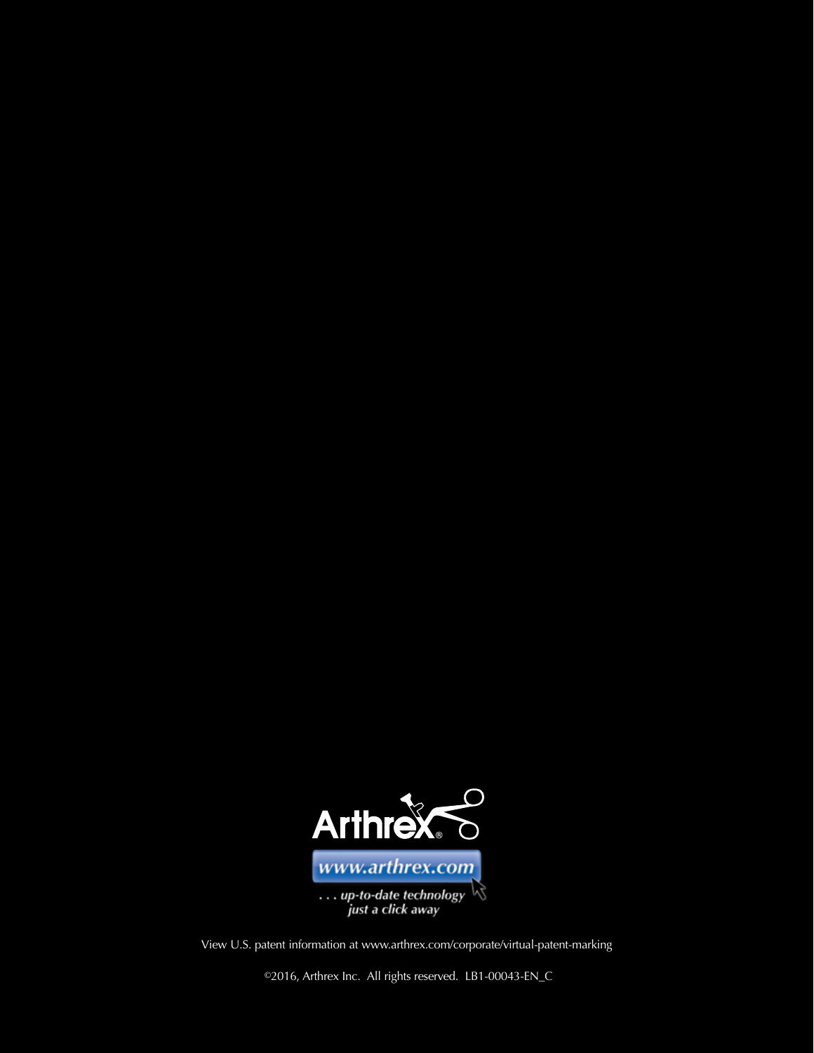Arthrex®

www.arthrex.com

*. . . up-to-date technology just a click away*

View U.S. patent information at www.arthrex.com/corporate/virtual-patent-marking

©2016, Arthrex Inc. All rights reserved. LB1-00043-EN_C